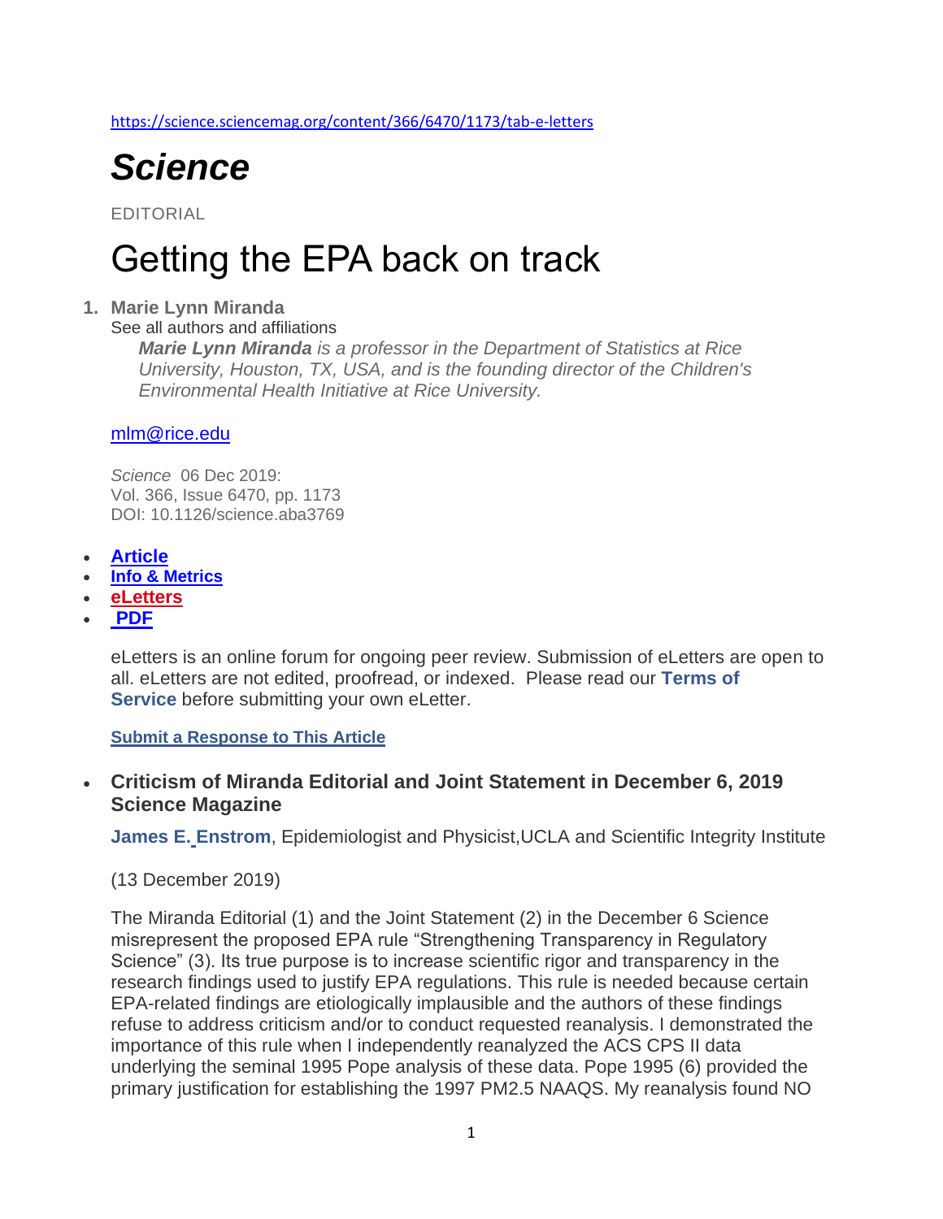https://science.sciencemag.org/content/366/6470/1173/tab-e-letters

# *Science*

EDITORIAL

# Getting the EPA back on track

1. **Marie Lynn Miranda**
   See all authors and affiliations

   ***Marie Lynn Miranda*** *is a professor in the Department of Statistics at Rice University, Houston, TX, USA, and is the founding director of the Children's Environmental Health Initiative at Rice University.*

mlm@rice.edu

*Science* 06 Dec 2019:
Vol. 366, Issue 6470, pp. 1173
DOI: 10.1126/science.aba3769

- **Article**
- **Info & Metrics**
- **eLetters**
- **PDF**

eLetters is an online forum for ongoing peer review. Submission of eLetters are open to all. eLetters are not edited, proofread, or indexed. Please read our **Terms of Service** before submitting your own eLetter.

**Submit a Response to This Article**

- **Criticism of Miranda Editorial and Joint Statement in December 6, 2019 Science Magazine**

**James E. Enstrom**, Epidemiologist and Physicist,UCLA and Scientific Integrity Institute

(13 December 2019)

The Miranda Editorial (1) and the Joint Statement (2) in the December 6 Science misrepresent the proposed EPA rule "Strengthening Transparency in Regulatory Science" (3). Its true purpose is to increase scientific rigor and transparency in the research findings used to justify EPA regulations. This rule is needed because certain EPA-related findings are etiologically implausible and the authors of these findings refuse to address criticism and/or to conduct requested reanalysis. I demonstrated the importance of this rule when I independently reanalyzed the ACS CPS II data underlying the seminal 1995 Pope analysis of these data. Pope 1995 (6) provided the primary justification for establishing the 1997 PM2.5 NAAQS. My reanalysis found NO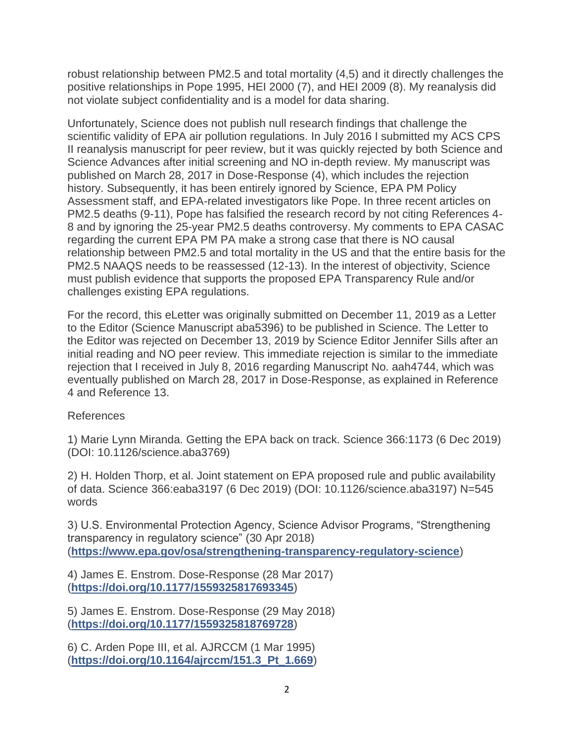robust relationship between PM2.5 and total mortality (4,5) and it directly challenges the positive relationships in Pope 1995, HEI 2000 (7), and HEI 2009 (8). My reanalysis did not violate subject confidentiality and is a model for data sharing.

Unfortunately, Science does not publish null research findings that challenge the scientific validity of EPA air pollution regulations. In July 2016 I submitted my ACS CPS II reanalysis manuscript for peer review, but it was quickly rejected by both Science and Science Advances after initial screening and NO in-depth review. My manuscript was published on March 28, 2017 in Dose-Response (4), which includes the rejection history. Subsequently, it has been entirely ignored by Science, EPA PM Policy Assessment staff, and EPA-related investigators like Pope. In three recent articles on PM2.5 deaths (9-11), Pope has falsified the research record by not citing References 4-8 and by ignoring the 25-year PM2.5 deaths controversy. My comments to EPA CASAC regarding the current EPA PM PA make a strong case that there is NO causal relationship between PM2.5 and total mortality in the US and that the entire basis for the PM2.5 NAAQS needs to be reassessed (12-13). In the interest of objectivity, Science must publish evidence that supports the proposed EPA Transparency Rule and/or challenges existing EPA regulations.

For the record, this eLetter was originally submitted on December 11, 2019 as a Letter to the Editor (Science Manuscript aba5396) to be published in Science. The Letter to the Editor was rejected on December 13, 2019 by Science Editor Jennifer Sills after an initial reading and NO peer review. This immediate rejection is similar to the immediate rejection that I received in July 8, 2016 regarding Manuscript No. aah4744, which was eventually published on March 28, 2017 in Dose-Response, as explained in Reference 4 and Reference 13.

References

1) Marie Lynn Miranda. Getting the EPA back on track. Science 366:1173 (6 Dec 2019) (DOI: 10.1126/science.aba3769)

2) H. Holden Thorp, et al. Joint statement on EPA proposed rule and public availability of data. Science 366:eaba3197 (6 Dec 2019) (DOI: 10.1126/science.aba3197) N=545 words

3) U.S. Environmental Protection Agency, Science Advisor Programs, "Strengthening transparency in regulatory science" (30 Apr 2018) (**https://www.epa.gov/osa/strengthening-transparency-regulatory-science**)

4) James E. Enstrom. Dose-Response (28 Mar 2017) (**https://doi.org/10.1177/1559325817693345**)

5) James E. Enstrom. Dose-Response (29 May 2018) (**https://doi.org/10.1177/1559325818769728**)

6) C. Arden Pope III, et al. AJRCCM (1 Mar 1995) (**https://doi.org/10.1164/ajrccm/151.3_Pt_1.669**)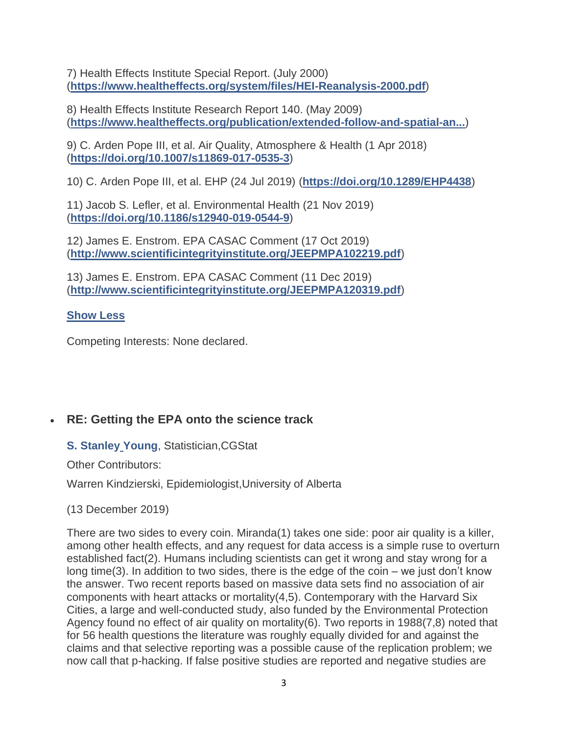7) Health Effects Institute Special Report. (July 2000) (**https://www.healtheffects.org/system/files/HEI-Reanalysis-2000.pdf**)

8) Health Effects Institute Research Report 140. (May 2009) (**https://www.healtheffects.org/publication/extended-follow-and-spatial-an...**)

9) C. Arden Pope III, et al. Air Quality, Atmosphere & Health (1 Apr 2018) (**https://doi.org/10.1007/s11869-017-0535-3**)

10) C. Arden Pope III, et al. EHP (24 Jul 2019) (**https://doi.org/10.1289/EHP4438**)

11) Jacob S. Lefler, et al. Environmental Health (21 Nov 2019) (**https://doi.org/10.1186/s12940-019-0544-9**)

12) James E. Enstrom. EPA CASAC Comment (17 Oct 2019) (**http://www.scientificintegrityinstitute.org/JEEPMPA102219.pdf**)

13) James E. Enstrom. EPA CASAC Comment (11 Dec 2019) (**http://www.scientificintegrityinstitute.org/JEEPMPA120319.pdf**)

**Show Less**

Competing Interests: None declared.

- ### RE: Getting the EPA onto the science track

  **S. Stanley Young**, Statistician,CGStat

  Other Contributors:

  Warren Kindzierski, Epidemiologist,University of Alberta

  (13 December 2019)

  There are two sides to every coin. Miranda(1) takes one side: poor air quality is a killer, among other health effects, and any request for data access is a simple ruse to overturn established fact(2). Humans including scientists can get it wrong and stay wrong for a long time(3). In addition to two sides, there is the edge of the coin – we just don't know the answer. Two recent reports based on massive data sets find no association of air components with heart attacks or mortality(4,5). Contemporary with the Harvard Six Cities, a large and well-conducted study, also funded by the Environmental Protection Agency found no effect of air quality on mortality(6). Two reports in 1988(7,8) noted that for 56 health questions the literature was roughly equally divided for and against the claims and that selective reporting was a possible cause of the replication problem; we now call that p-hacking. If false positive studies are reported and negative studies are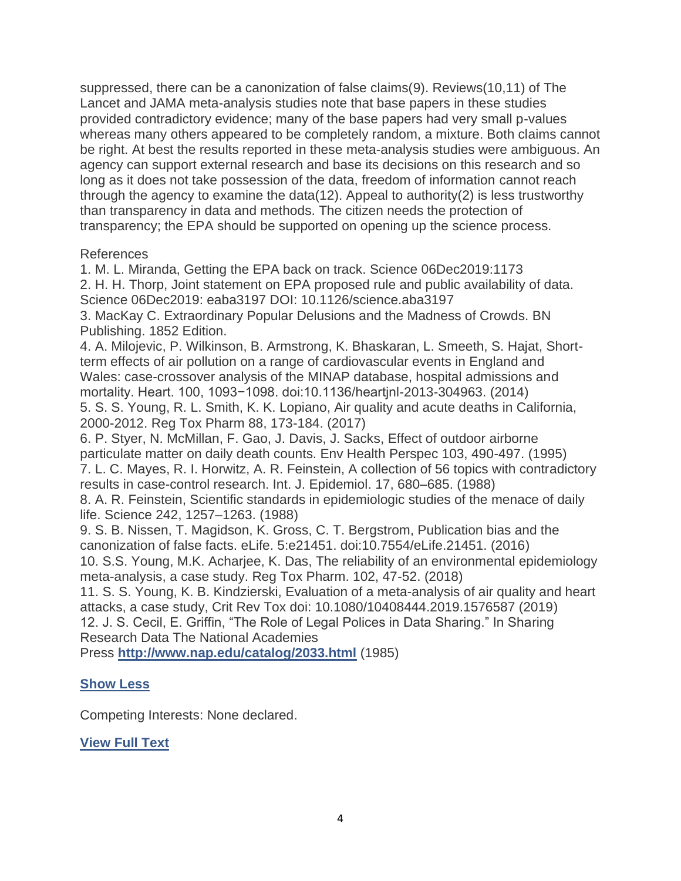suppressed, there can be a canonization of false claims(9). Reviews(10,11) of The Lancet and JAMA meta-analysis studies note that base papers in these studies provided contradictory evidence; many of the base papers had very small p-values whereas many others appeared to be completely random, a mixture. Both claims cannot be right. At best the results reported in these meta-analysis studies were ambiguous. An agency can support external research and base its decisions on this research and so long as it does not take possession of the data, freedom of information cannot reach through the agency to examine the data(12). Appeal to authority(2) is less trustworthy than transparency in data and methods. The citizen needs the protection of transparency; the EPA should be supported on opening up the science process.

References

1. M. L. Miranda, Getting the EPA back on track. Science 06Dec2019:1173
2. H. H. Thorp, Joint statement on EPA proposed rule and public availability of data. Science 06Dec2019: eaba3197 DOI: 10.1126/science.aba3197
3. MacKay C. Extraordinary Popular Delusions and the Madness of Crowds. BN Publishing. 1852 Edition.
4. A. Milojevic, P. Wilkinson, B. Armstrong, K. Bhaskaran, L. Smeeth, S. Hajat, Short-term effects of air pollution on a range of cardiovascular events in England and Wales: case-crossover analysis of the MINAP database, hospital admissions and mortality. Heart. 100, 1093−1098. doi:10.1136/heartjnl-2013-304963. (2014)
5. S. S. Young, R. L. Smith, K. K. Lopiano, Air quality and acute deaths in California, 2000-2012. Reg Tox Pharm 88, 173-184. (2017)
6. P. Styer, N. McMillan, F. Gao, J. Davis, J. Sacks, Effect of outdoor airborne particulate matter on daily death counts. Env Health Perspec 103, 490-497. (1995)
7. L. C. Mayes, R. I. Horwitz, A. R. Feinstein, A collection of 56 topics with contradictory results in case-control research. Int. J. Epidemiol. 17, 680–685. (1988)
8. A. R. Feinstein, Scientific standards in epidemiologic studies of the menace of daily life. Science 242, 1257–1263. (1988)
9. S. B. Nissen, T. Magidson, K. Gross, C. T. Bergstrom, Publication bias and the canonization of false facts. eLife. 5:e21451. doi:10.7554/eLife.21451. (2016)
10. S.S. Young, M.K. Acharjee, K. Das, The reliability of an environmental epidemiology meta-analysis, a case study. Reg Tox Pharm. 102, 47-52. (2018)
11. S. S. Young, K. B. Kindzierski, Evaluation of a meta-analysis of air quality and heart attacks, a case study, Crit Rev Tox doi: 10.1080/10408444.2019.1576587 (2019)
12. J. S. Cecil, E. Griffin, “The Role of Legal Polices in Data Sharing.” In Sharing Research Data The National Academies Press **http://www.nap.edu/catalog/2033.html** (1985)

**Show Less**

Competing Interests: None declared.

**View Full Text**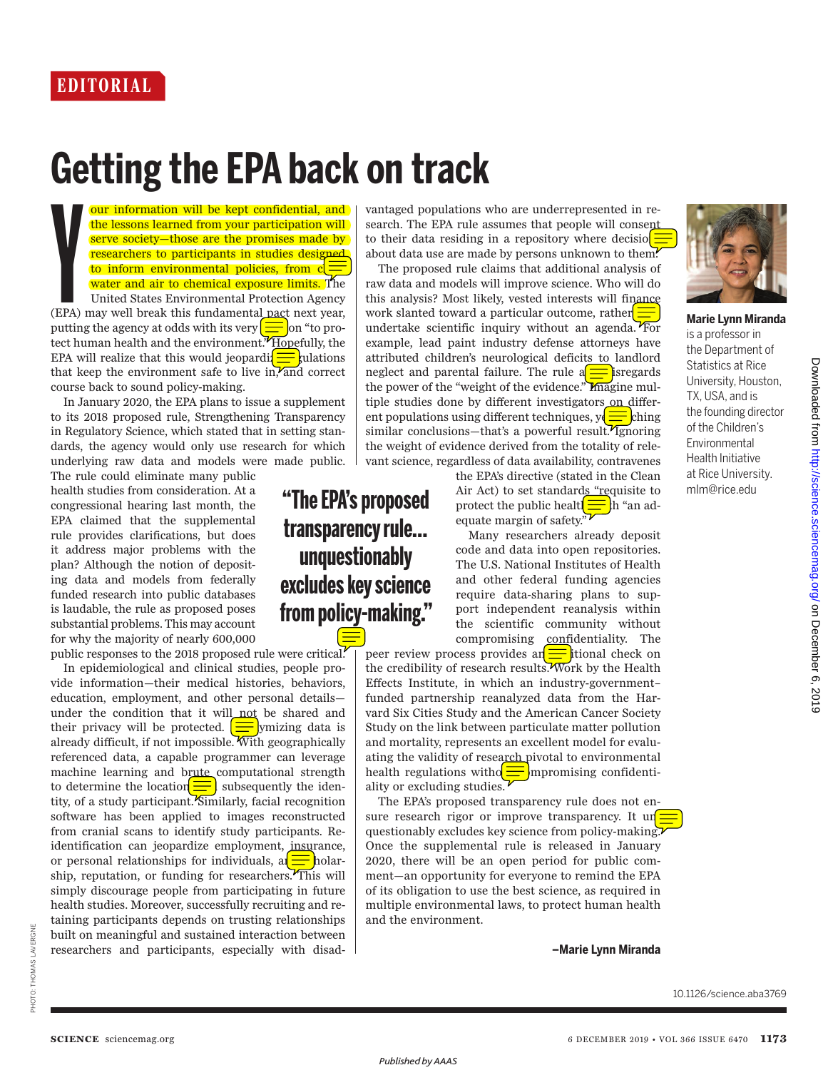EDITORIAL

# Getting the EPA back on track

Your information will be kept confidential, and the lessons learned from your participation will serve society—those are the promises made by researchers to participants in studies designed to inform environmental policies, from clean water and air to chemical exposure limits. The United States Environmental Protection Agency (EPA) may well break this fundamental pact next year, putting the agency at odds with its very mission "to protect human health and the environment." Hopefully, the EPA will realize that this would jeopardize regulations that keep the environment safe to live in, and correct course back to sound policy-making.

In January 2020, the EPA plans to issue a supplement to its 2018 proposed rule, Strengthening Transparency in Regulatory Science, which stated that in setting standards, the agency would only use research for which underlying raw data and models were made public. The rule could eliminate many public health studies from consideration. At a congressional hearing last month, the EPA claimed that the supplemental rule provides clarifications, but does it address major problems with the plan? Although the notion of depositing data and models from federally funded research into public databases is laudable, the rule as proposed poses substantial problems. This may account for why the majority of nearly 600,000 public responses to the 2018 proposed rule were critical.

> **"The EPA's proposed transparency rule... unquestionably excludes key science from policy-making."**

In epidemiological and clinical studies, people provide information—their medical histories, behaviors, education, employment, and other personal details—under the condition that it will not be shared and their privacy will be protected. Anonymizing data is already difficult, if not impossible. With geographically referenced data, a capable programmer can leverage machine learning and brute computational strength to determine the location and subsequently the identity, of a study participant. Similarly, facial recognition software has been applied to images reconstructed from cranial scans to identify study participants. Reidentification can jeopardize employment, insurance, or personal relationships for individuals, and scholarship, reputation, or funding for researchers. This will simply discourage people from participating in future health studies. Moreover, successfully recruiting and retaining participants depends on trusting relationships built on meaningful and sustained interaction between researchers and participants, especially with disadvantaged populations who are underrepresented in research. The EPA rule assumes that people will consent to their data residing in a repository where decisions about data use are made by persons unknown to them.

The proposed rule claims that additional analysis of raw data and models will improve science. Who will do this analysis? Most likely, vested interests will finance work slanted toward a particular outcome, rather than undertake scientific inquiry without an agenda. For example, lead paint industry defense attorneys have attributed children's neurological deficits to landlord neglect and parental failure. The rule also disregards the power of the "weight of the evidence." Imagine multiple studies done by different investigators on different populations using different techniques, yet reaching similar conclusions—that's a powerful result. Ignoring the weight of evidence derived from the totality of relevant science, regardless of data availability, contravenes the EPA's directive (stated in the Clean Air Act) to set standards "requisite to protect the public health with "an adequate margin of safety."

Many researchers already deposit code and data into open repositories. The U.S. National Institutes of Health and other federal funding agencies require data-sharing plans to support independent reanalysis within the scientific community without compromising confidentiality. The peer review process provides an additional check on the credibility of research results. Work by the Health Effects Institute, in which an industry-government–funded partnership reanalyzed data from the Harvard Six Cities Study and the American Cancer Society Study on the link between particulate matter pollution and mortality, represents an excellent model for evaluating the validity of research pivotal to environmental health regulations without compromising confidentiality or excluding studies.

The EPA's proposed transparency rule does not ensure research rigor or improve transparency. It unquestionably excludes key science from policy-making. Once the supplemental rule is released in January 2020, there will be an open period for public comment—an opportunity for everyone to remind the EPA of its obligation to use the best science, as required in multiple environmental laws, to protect human health and the environment.

**–Marie Lynn Miranda**

**Marie Lynn Miranda** is a professor in the Department of Statistics at Rice University, Houston, TX, USA, and is the founding director of the Children's Environmental Health Initiative at Rice University. mlm@rice.edu

10.1126/science.aba3769